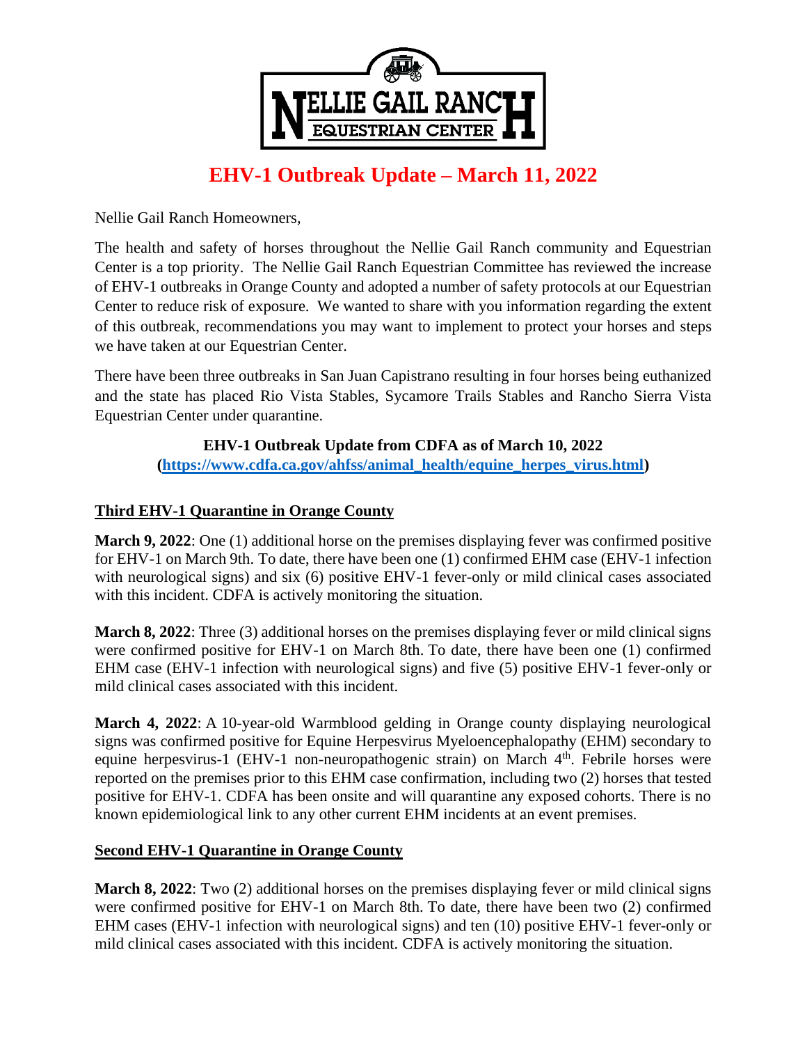NELLIE GAIL RANCH EQUESTRIAN CENTER

# EHV-1 Outbreak Update – March 11, 2022

Nellie Gail Ranch Homeowners,

The health and safety of horses throughout the Nellie Gail Ranch community and Equestrian Center is a top priority. The Nellie Gail Ranch Equestrian Committee has reviewed the increase of EHV-1 outbreaks in Orange County and adopted a number of safety protocols at our Equestrian Center to reduce risk of exposure. We wanted to share with you information regarding the extent of this outbreak, recommendations you may want to implement to protect your horses and steps we have taken at our Equestrian Center.

There have been three outbreaks in San Juan Capistrano resulting in four horses being euthanized and the state has placed Rio Vista Stables, Sycamore Trails Stables and Rancho Sierra Vista Equestrian Center under quarantine.

**EHV-1 Outbreak Update from CDFA as of March 10, 2022**
**([https://www.cdfa.ca.gov/ahfss/animal_health/equine_herpes_virus.html](https://www.cdfa.ca.gov/ahfss/animal_health/equine_herpes_virus.html))**

## Third EHV-1 Quarantine in Orange County

**March 9, 2022**: One (1) additional horse on the premises displaying fever was confirmed positive for EHV-1 on March 9th. To date, there have been one (1) confirmed EHM case (EHV-1 infection with neurological signs) and six (6) positive EHV-1 fever-only or mild clinical cases associated with this incident. CDFA is actively monitoring the situation.

**March 8, 2022**: Three (3) additional horses on the premises displaying fever or mild clinical signs were confirmed positive for EHV-1 on March 8th. To date, there have been one (1) confirmed EHM case (EHV-1 infection with neurological signs) and five (5) positive EHV-1 fever-only or mild clinical cases associated with this incident.

**March 4, 2022**: A 10-year-old Warmblood gelding in Orange county displaying neurological signs was confirmed positive for Equine Herpesvirus Myeloencephalopathy (EHM) secondary to equine herpesvirus-1 (EHV-1 non-neuropathogenic strain) on March 4th. Febrile horses were reported on the premises prior to this EHM case confirmation, including two (2) horses that tested positive for EHV-1. CDFA has been onsite and will quarantine any exposed cohorts. There is no known epidemiological link to any other current EHM incidents at an event premises.

## Second EHV-1 Quarantine in Orange County

**March 8, 2022**: Two (2) additional horses on the premises displaying fever or mild clinical signs were confirmed positive for EHV-1 on March 8th. To date, there have been two (2) confirmed EHM cases (EHV-1 infection with neurological signs) and ten (10) positive EHV-1 fever-only or mild clinical cases associated with this incident. CDFA is actively monitoring the situation.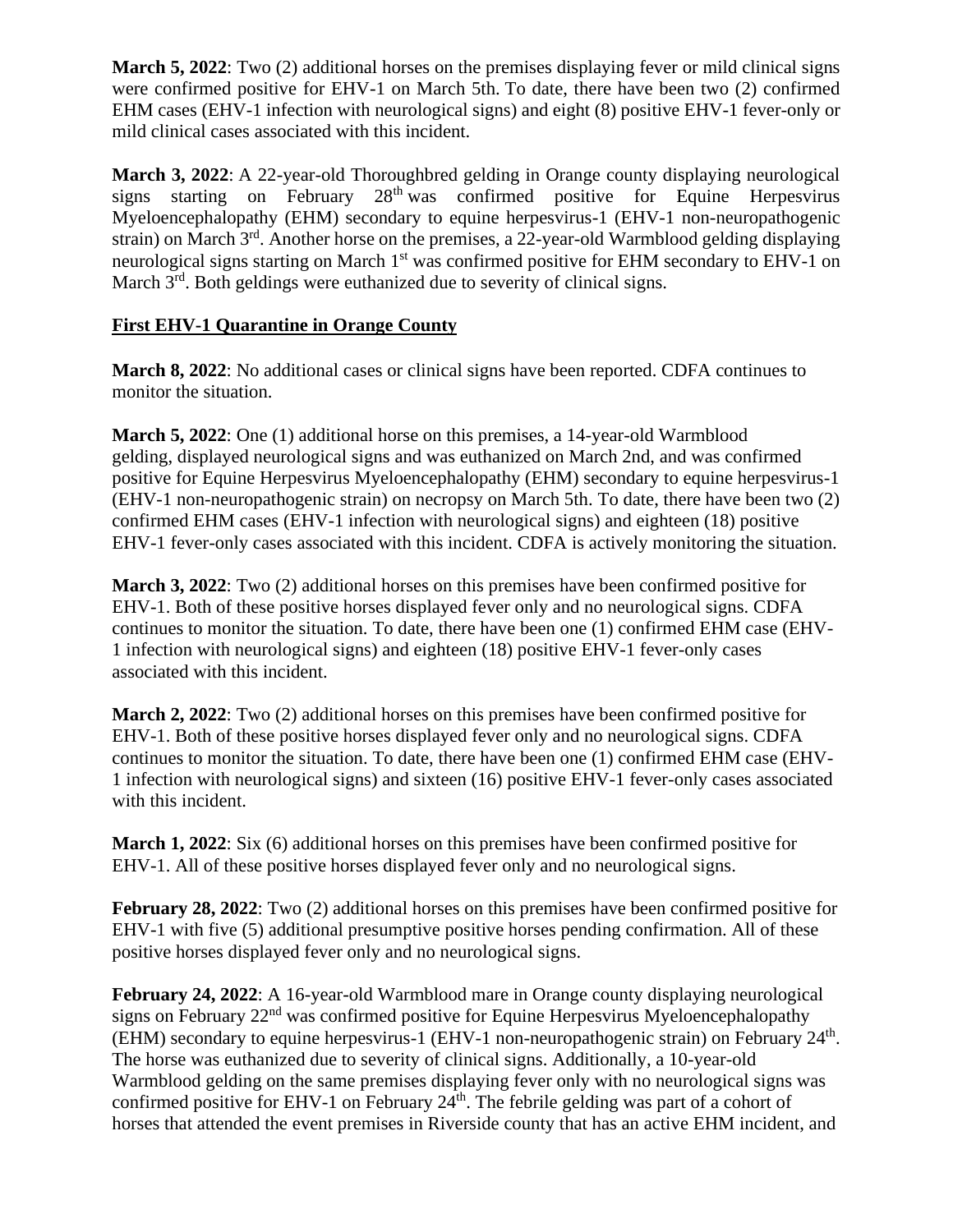**March 5, 2022**: Two (2) additional horses on the premises displaying fever or mild clinical signs were confirmed positive for EHV-1 on March 5th. To date, there have been two (2) confirmed EHM cases (EHV-1 infection with neurological signs) and eight (8) positive EHV-1 fever-only or mild clinical cases associated with this incident.

**March 3, 2022**: A 22-year-old Thoroughbred gelding in Orange county displaying neurological signs starting on February 28th was confirmed positive for Equine Herpesvirus Myeloencephalopathy (EHM) secondary to equine herpesvirus-1 (EHV-1 non-neuropathogenic strain) on March 3rd. Another horse on the premises, a 22-year-old Warmblood gelding displaying neurological signs starting on March 1st was confirmed positive for EHM secondary to EHV-1 on March 3rd. Both geldings were euthanized due to severity of clinical signs.

**First EHV-1 Quarantine in Orange County**

**March 8, 2022**: No additional cases or clinical signs have been reported. CDFA continues to monitor the situation.

**March 5, 2022**: One (1) additional horse on this premises, a 14-year-old Warmblood gelding, displayed neurological signs and was euthanized on March 2nd, and was confirmed positive for Equine Herpesvirus Myeloencephalopathy (EHM) secondary to equine herpesvirus-1 (EHV-1 non-neuropathogenic strain) on necropsy on March 5th. To date, there have been two (2) confirmed EHM cases (EHV-1 infection with neurological signs) and eighteen (18) positive EHV-1 fever-only cases associated with this incident. CDFA is actively monitoring the situation.

**March 3, 2022**: Two (2) additional horses on this premises have been confirmed positive for EHV-1. Both of these positive horses displayed fever only and no neurological signs. CDFA continues to monitor the situation. To date, there have been one (1) confirmed EHM case (EHV-1 infection with neurological signs) and eighteen (18) positive EHV-1 fever-only cases associated with this incident.

**March 2, 2022**: Two (2) additional horses on this premises have been confirmed positive for EHV-1. Both of these positive horses displayed fever only and no neurological signs. CDFA continues to monitor the situation. To date, there have been one (1) confirmed EHM case (EHV-1 infection with neurological signs) and sixteen (16) positive EHV-1 fever-only cases associated with this incident.

**March 1, 2022**: Six (6) additional horses on this premises have been confirmed positive for EHV-1. All of these positive horses displayed fever only and no neurological signs.

**February 28, 2022**: Two (2) additional horses on this premises have been confirmed positive for EHV-1 with five (5) additional presumptive positive horses pending confirmation. All of these positive horses displayed fever only and no neurological signs.

**February 24, 2022**: A 16-year-old Warmblood mare in Orange county displaying neurological signs on February 22nd was confirmed positive for Equine Herpesvirus Myeloencephalopathy (EHM) secondary to equine herpesvirus-1 (EHV-1 non-neuropathogenic strain) on February 24th. The horse was euthanized due to severity of clinical signs. Additionally, a 10-year-old Warmblood gelding on the same premises displaying fever only with no neurological signs was confirmed positive for EHV-1 on February 24th. The febrile gelding was part of a cohort of horses that attended the event premises in Riverside county that has an active EHM incident, and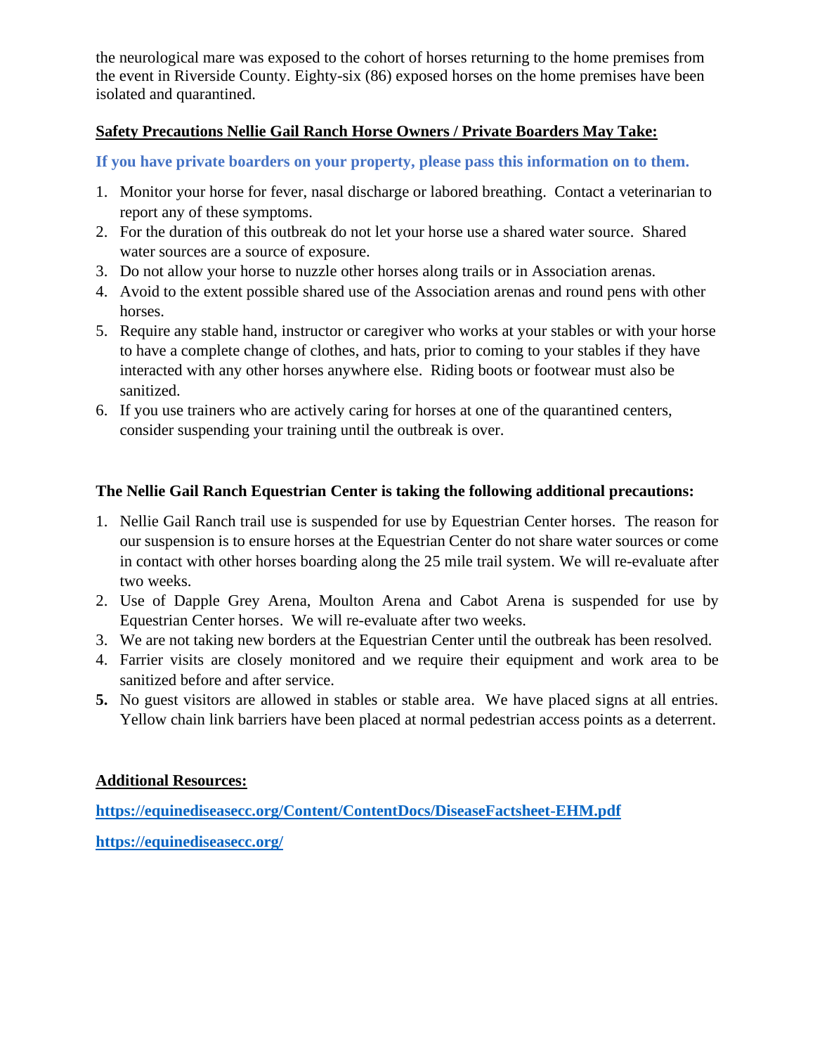the neurological mare was exposed to the cohort of horses returning to the home premises from the event in Riverside County. Eighty-six (86) exposed horses on the home premises have been isolated and quarantined.

**Safety Precautions Nellie Gail Ranch Horse Owners / Private Boarders May Take:**

**If you have private boarders on your property, please pass this information on to them.**

1. Monitor your horse for fever, nasal discharge or labored breathing. Contact a veterinarian to report any of these symptoms.
2. For the duration of this outbreak do not let your horse use a shared water source. Shared water sources are a source of exposure.
3. Do not allow your horse to nuzzle other horses along trails or in Association arenas.
4. Avoid to the extent possible shared use of the Association arenas and round pens with other horses.
5. Require any stable hand, instructor or caregiver who works at your stables or with your horse to have a complete change of clothes, and hats, prior to coming to your stables if they have interacted with any other horses anywhere else. Riding boots or footwear must also be sanitized.
6. If you use trainers who are actively caring for horses at one of the quarantined centers, consider suspending your training until the outbreak is over.

**The Nellie Gail Ranch Equestrian Center is taking the following additional precautions:**

1. Nellie Gail Ranch trail use is suspended for use by Equestrian Center horses. The reason for our suspension is to ensure horses at the Equestrian Center do not share water sources or come in contact with other horses boarding along the 25 mile trail system. We will re-evaluate after two weeks.
2. Use of Dapple Grey Arena, Moulton Arena and Cabot Arena is suspended for use by Equestrian Center horses. We will re-evaluate after two weeks.
3. We are not taking new borders at the Equestrian Center until the outbreak has been resolved.
4. Farrier visits are closely monitored and we require their equipment and work area to be sanitized before and after service.
5. No guest visitors are allowed in stables or stable area. We have placed signs at all entries. Yellow chain link barriers have been placed at normal pedestrian access points as a deterrent.

**Additional Resources:**

**https://equinediseasecc.org/Content/ContentDocs/DiseaseFactsheet-EHM.pdf**

**https://equinediseasecc.org/**